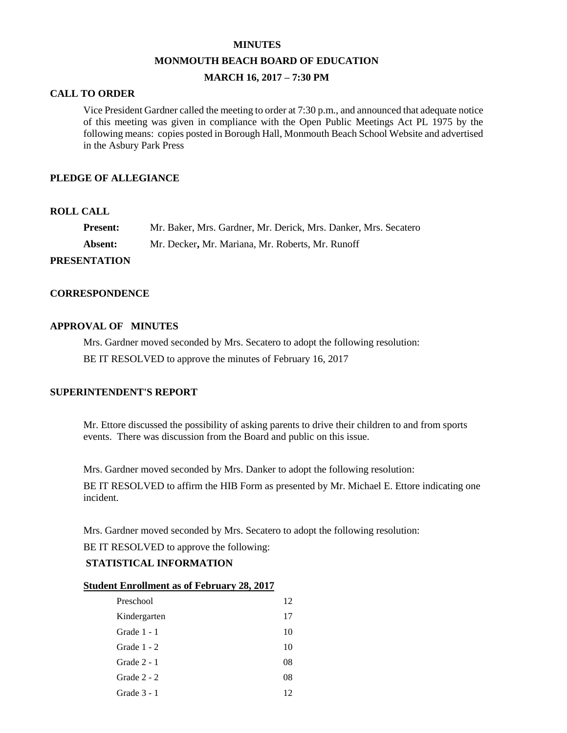# MINUTES

## MONMOUTH BEACH BOARD OF EDUCATION

### MARCH 16, 2017 – 7:30 PM

**CALL TO ORDER**

Vice President Gardner called the meeting to order at 7:30 p.m., and announced that adequate notice of this meeting was given in compliance with the Open Public Meetings Act PL 1975 by the following means: copies posted in Borough Hall, Monmouth Beach School Website and advertised in the Asbury Park Press

**PLEDGE OF ALLEGIANCE**

**ROLL CALL**

**Present:** Mr. Baker, Mrs. Gardner, Mr. Derick, Mrs. Danker, Mrs. Secatero

**Absent:** Mr. Decker**,** Mr. Mariana, Mr. Roberts, Mr. Runoff

**PRESENTATION**

**CORRESPONDENCE**

**APPROVAL OF MINUTES**

Mrs. Gardner moved seconded by Mrs. Secatero to adopt the following resolution:

BE IT RESOLVED to approve the minutes of February 16, 2017

**SUPERINTENDENT'S REPORT**

Mr. Ettore discussed the possibility of asking parents to drive their children to and from sports events. There was discussion from the Board and public on this issue.

Mrs. Gardner moved seconded by Mrs. Danker to adopt the following resolution:

BE IT RESOLVED to affirm the HIB Form as presented by Mr. Michael E. Ettore indicating one incident.

Mrs. Gardner moved seconded by Mrs. Secatero to adopt the following resolution:

BE IT RESOLVED to approve the following:

**STATISTICAL INFORMATION**

**Student Enrollment as of February 28, 2017**

| | |
|---|---|
| Preschool | 12 |
| Kindergarten | 17 |
| Grade 1 - 1 | 10 |
| Grade 1 - 2 | 10 |
| Grade 2 - 1 | 08 |
| Grade 2 - 2 | 08 |
| Grade 3 - 1 | 12 |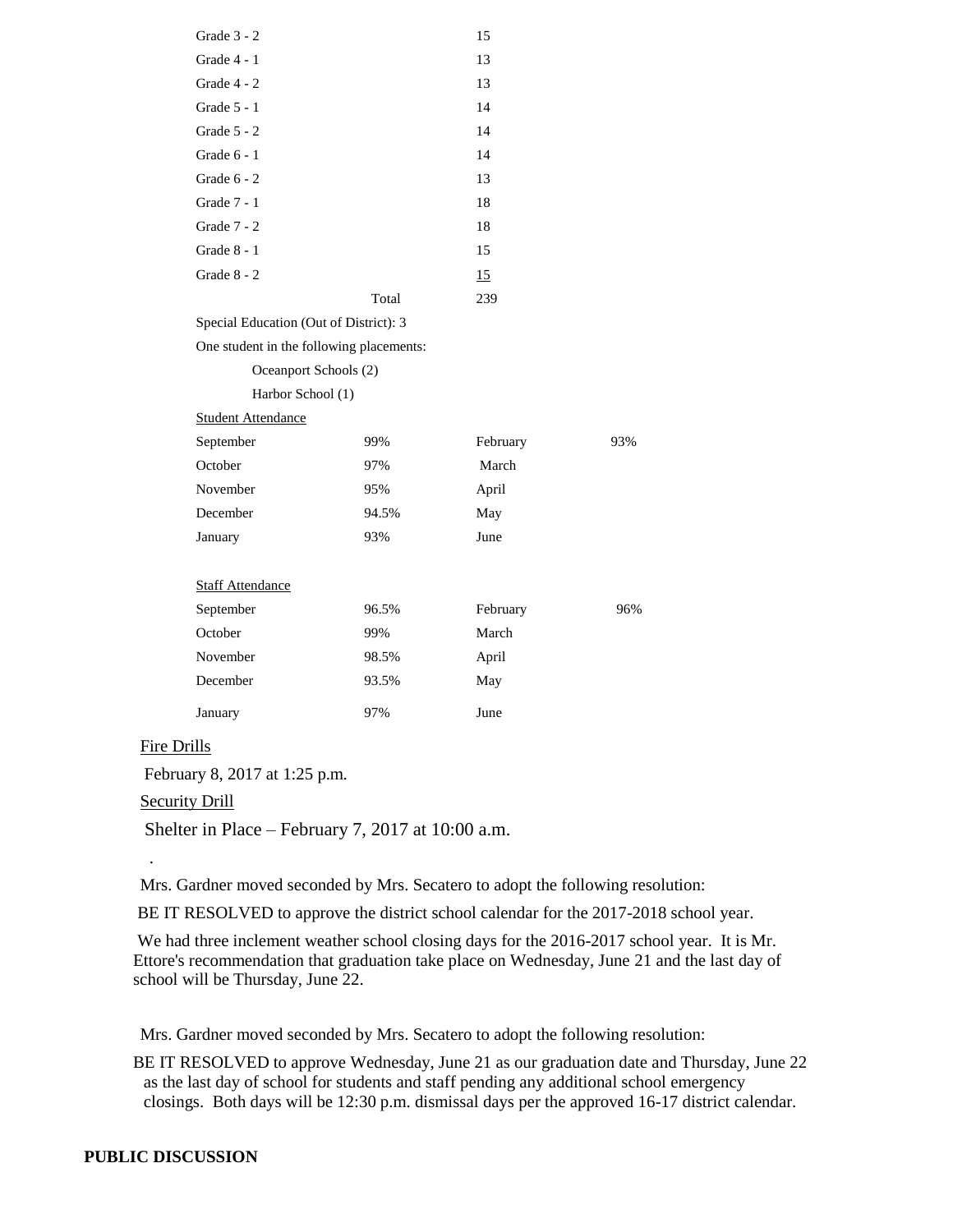| | |
|---|---|
| Grade 3 - 2 | 15 |
| Grade 4 - 1 | 13 |
| Grade 4 - 2 | 13 |
| Grade 5 - 1 | 14 |
| Grade 5 - 2 | 14 |
| Grade 6 - 1 | 14 |
| Grade 6 - 2 | 13 |
| Grade 7 - 1 | 18 |
| Grade 7 - 2 | 18 |
| Grade 8 - 1 | 15 |
| Grade 8 - 2 | 15 |
| Total | 239 |

Special Education (Out of District): 3

One student in the following placements:

Oceanport Schools (2)

Harbor School (1)

Student Attendance

| | | | |
|---|---|---|---|
| September | 99% | February | 93% |
| October | 97% | March | |
| November | 95% | April | |
| December | 94.5% | May | |
| January | 93% | June | |

Staff Attendance

| | | | |
|---|---|---|---|
| September | 96.5% | February | 96% |
| October | 99% | March | |
| November | 98.5% | April | |
| December | 93.5% | May | |
| January | 97% | June | |

Fire Drills

February 8, 2017 at 1:25 p.m.

Security Drill

Shelter in Place – February 7, 2017 at 10:00 a.m.

.

Mrs. Gardner moved seconded by Mrs. Secatero to adopt the following resolution:

BE IT RESOLVED to approve the district school calendar for the 2017-2018 school year.

We had three inclement weather school closing days for the 2016-2017 school year. It is Mr. Ettore's recommendation that graduation take place on Wednesday, June 21 and the last day of school will be Thursday, June 22.

Mrs. Gardner moved seconded by Mrs. Secatero to adopt the following resolution:

BE IT RESOLVED to approve Wednesday, June 21 as our graduation date and Thursday, June 22 as the last day of school for students and staff pending any additional school emergency closings. Both days will be 12:30 p.m. dismissal days per the approved 16-17 district calendar.

**PUBLIC DISCUSSION**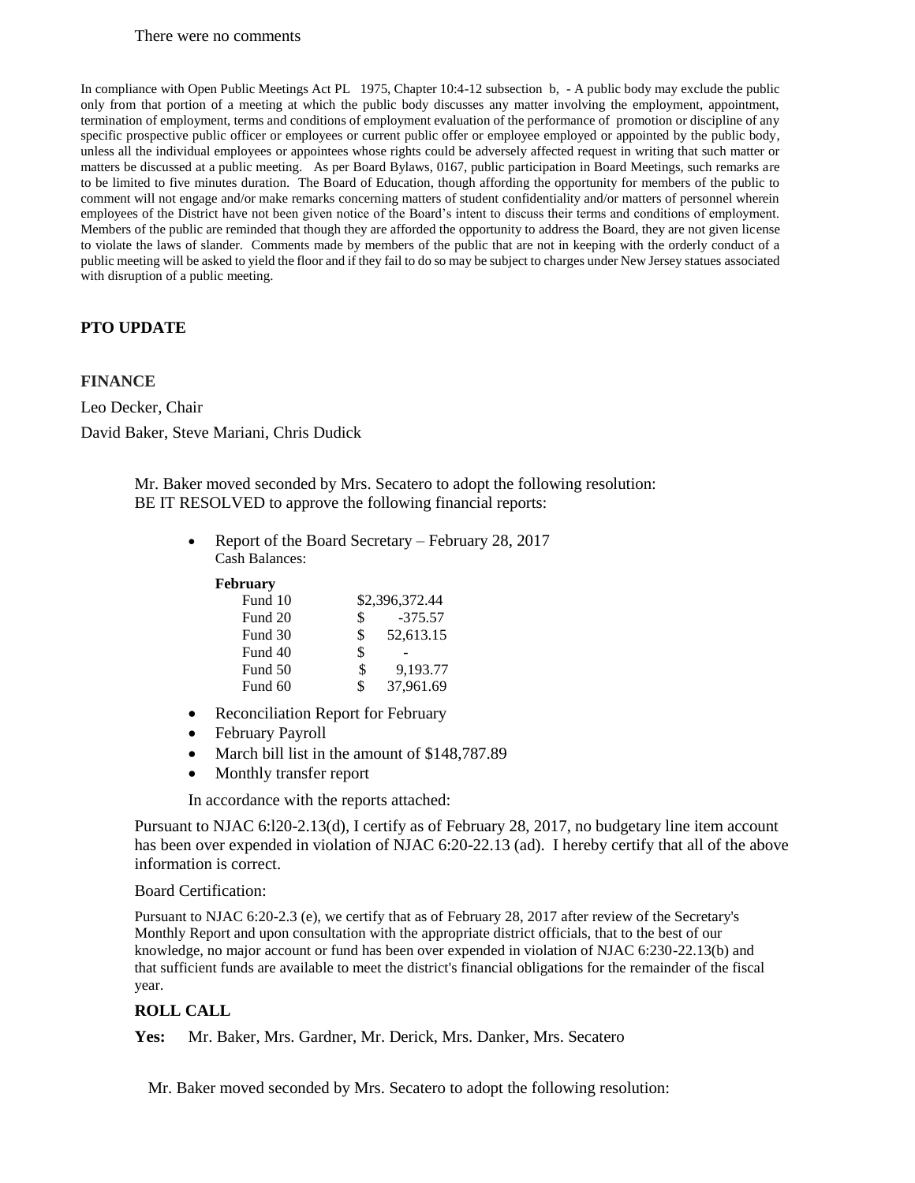There were no comments

In compliance with Open Public Meetings Act PL 1975, Chapter 10:4-12 subsection b, - A public body may exclude the public only from that portion of a meeting at which the public body discusses any matter involving the employment, appointment, termination of employment, terms and conditions of employment evaluation of the performance of promotion or discipline of any specific prospective public officer or employees or current public offer or employee employed or appointed by the public body, unless all the individual employees or appointees whose rights could be adversely affected request in writing that such matter or matters be discussed at a public meeting. As per Board Bylaws, 0167, public participation in Board Meetings, such remarks are to be limited to five minutes duration. The Board of Education, though affording the opportunity for members of the public to comment will not engage and/or make remarks concerning matters of student confidentiality and/or matters of personnel wherein employees of the District have not been given notice of the Board's intent to discuss their terms and conditions of employment. Members of the public are reminded that though they are afforded the opportunity to address the Board, they are not given license to violate the laws of slander. Comments made by members of the public that are not in keeping with the orderly conduct of a public meeting will be asked to yield the floor and if they fail to do so may be subject to charges under New Jersey statues associated with disruption of a public meeting.

**PTO UPDATE**

**FINANCE**

Leo Decker, Chair

David Baker, Steve Mariani, Chris Dudick

Mr. Baker moved seconded by Mrs. Secatero to adopt the following resolution:
BE IT RESOLVED to approve the following financial reports:

- Report of the Board Secretary – February 28, 2017
  Cash Balances:

| **February** | |
|---|---|
| Fund 10 | $2,396,372.44 |
| Fund 20 | $ -375.57 |
| Fund 30 | $ 52,613.15 |
| Fund 40 | $ - |
| Fund 50 | $ 9,193.77 |
| Fund 60 | $ 37,961.69 |

- Reconciliation Report for February
- February Payroll
- March bill list in the amount of $148,787.89
- Monthly transfer report

In accordance with the reports attached:

Pursuant to NJAC 6:l20-2.13(d), I certify as of February 28, 2017, no budgetary line item account has been over expended in violation of NJAC 6:20-22.13 (ad). I hereby certify that all of the above information is correct.

Board Certification:

Pursuant to NJAC 6:20-2.3 (e), we certify that as of February 28, 2017 after review of the Secretary's Monthly Report and upon consultation with the appropriate district officials, that to the best of our knowledge, no major account or fund has been over expended in violation of NJAC 6:230-22.13(b) and that sufficient funds are available to meet the district's financial obligations for the remainder of the fiscal year.

**ROLL CALL**

**Yes:** Mr. Baker, Mrs. Gardner, Mr. Derick, Mrs. Danker, Mrs. Secatero

Mr. Baker moved seconded by Mrs. Secatero to adopt the following resolution: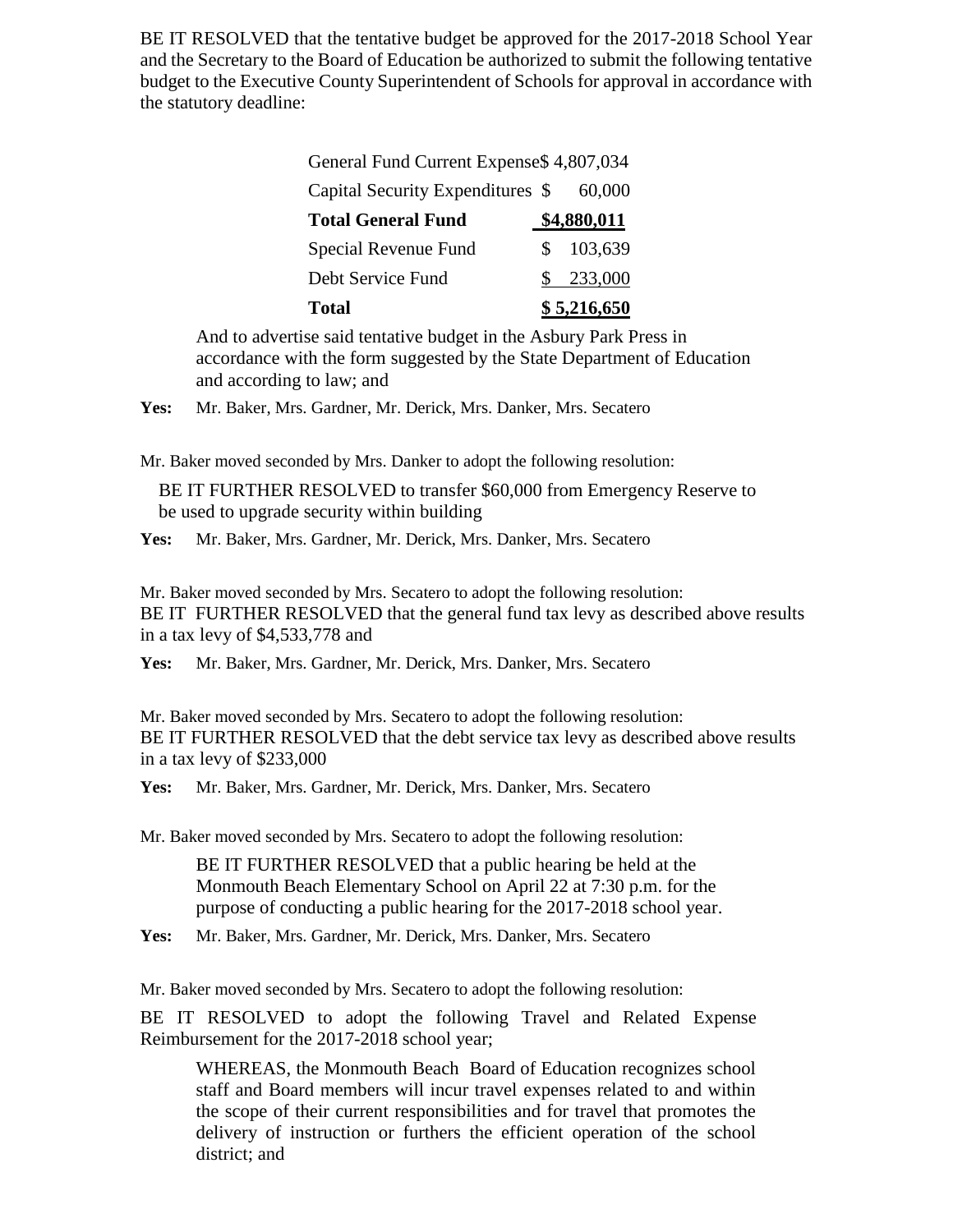BE IT RESOLVED that the tentative budget be approved for the 2017-2018 School Year and the Secretary to the Board of Education be authorized to submit the following tentative budget to the Executive County Superintendent of Schools for approval in accordance with the statutory deadline:

| | |
|---|---|
| General Fund Current Expense | $ 4,807,034 |
| Capital Security Expenditures | $ 60,000 |
| **Total General Fund** | **$4,880,011** |
| Special Revenue Fund | $ 103,639 |
| Debt Service Fund | $ 233,000 |
| **Total** | **$ 5,216,650** |

And to advertise said tentative budget in the Asbury Park Press in accordance with the form suggested by the State Department of Education and according to law; and

**Yes:** Mr. Baker, Mrs. Gardner, Mr. Derick, Mrs. Danker, Mrs. Secatero

Mr. Baker moved seconded by Mrs. Danker to adopt the following resolution:

BE IT FURTHER RESOLVED to transfer $60,000 from Emergency Reserve to be used to upgrade security within building

**Yes:** Mr. Baker, Mrs. Gardner, Mr. Derick, Mrs. Danker, Mrs. Secatero

Mr. Baker moved seconded by Mrs. Secatero to adopt the following resolution:
BE IT FURTHER RESOLVED that the general fund tax levy as described above results in a tax levy of $4,533,778 and

**Yes:** Mr. Baker, Mrs. Gardner, Mr. Derick, Mrs. Danker, Mrs. Secatero

Mr. Baker moved seconded by Mrs. Secatero to adopt the following resolution:
BE IT FURTHER RESOLVED that the debt service tax levy as described above results in a tax levy of $233,000

**Yes:** Mr. Baker, Mrs. Gardner, Mr. Derick, Mrs. Danker, Mrs. Secatero

Mr. Baker moved seconded by Mrs. Secatero to adopt the following resolution:

BE IT FURTHER RESOLVED that a public hearing be held at the Monmouth Beach Elementary School on April 22 at 7:30 p.m. for the purpose of conducting a public hearing for the 2017-2018 school year.

**Yes:** Mr. Baker, Mrs. Gardner, Mr. Derick, Mrs. Danker, Mrs. Secatero

Mr. Baker moved seconded by Mrs. Secatero to adopt the following resolution:

BE IT RESOLVED to adopt the following Travel and Related Expense Reimbursement for the 2017-2018 school year;

WHEREAS, the Monmouth Beach Board of Education recognizes school staff and Board members will incur travel expenses related to and within the scope of their current responsibilities and for travel that promotes the delivery of instruction or furthers the efficient operation of the school district; and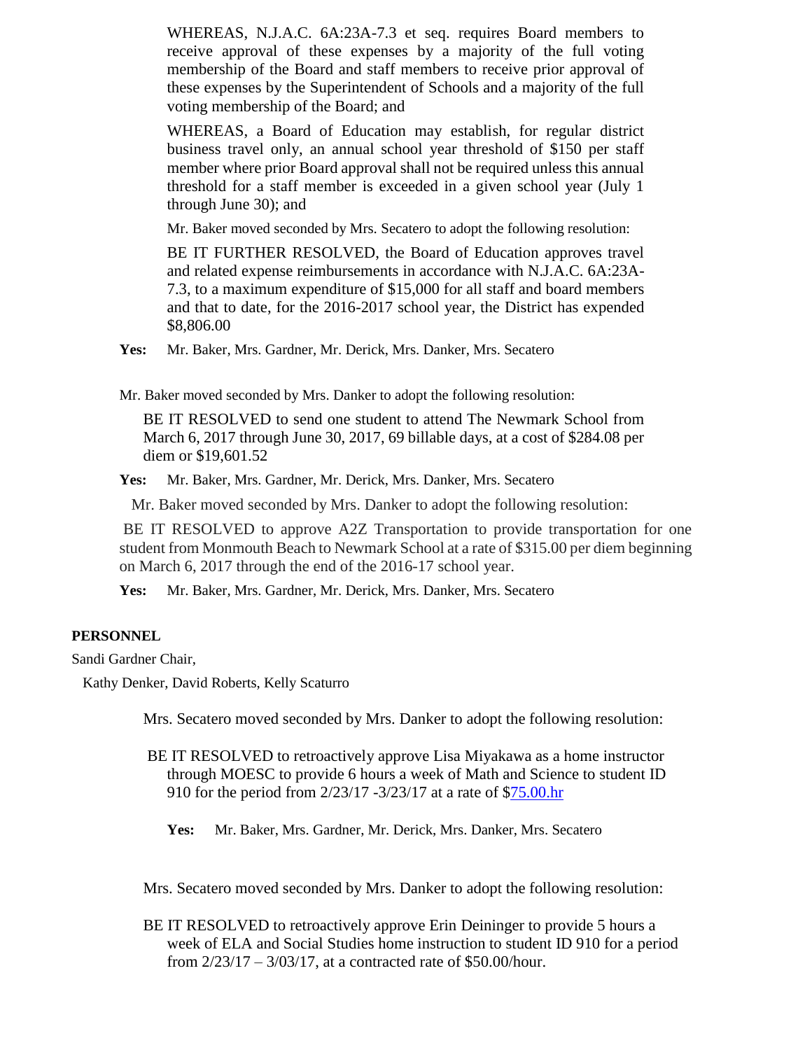WHEREAS, N.J.A.C. 6A:23A-7.3 et seq. requires Board members to receive approval of these expenses by a majority of the full voting membership of the Board and staff members to receive prior approval of these expenses by the Superintendent of Schools and a majority of the full voting membership of the Board; and

WHEREAS, a Board of Education may establish, for regular district business travel only, an annual school year threshold of $150 per staff member where prior Board approval shall not be required unless this annual threshold for a staff member is exceeded in a given school year (July 1 through June 30); and

Mr. Baker moved seconded by Mrs. Secatero to adopt the following resolution:

BE IT FURTHER RESOLVED, the Board of Education approves travel and related expense reimbursements in accordance with N.J.A.C. 6A:23A-7.3, to a maximum expenditure of $15,000 for all staff and board members and that to date, for the 2016-2017 school year, the District has expended $8,806.00

**Yes:** Mr. Baker, Mrs. Gardner, Mr. Derick, Mrs. Danker, Mrs. Secatero

Mr. Baker moved seconded by Mrs. Danker to adopt the following resolution:

BE IT RESOLVED to send one student to attend The Newmark School from March 6, 2017 through June 30, 2017, 69 billable days, at a cost of $284.08 per diem or $19,601.52

**Yes:** Mr. Baker, Mrs. Gardner, Mr. Derick, Mrs. Danker, Mrs. Secatero

Mr. Baker moved seconded by Mrs. Danker to adopt the following resolution:

BE IT RESOLVED to approve A2Z Transportation to provide transportation for one student from Monmouth Beach to Newmark School at a rate of $315.00 per diem beginning on March 6, 2017 through the end of the 2016-17 school year.

**Yes:** Mr. Baker, Mrs. Gardner, Mr. Derick, Mrs. Danker, Mrs. Secatero

**PERSONNEL**

Sandi Gardner Chair,

Kathy Denker, David Roberts, Kelly Scaturro

Mrs. Secatero moved seconded by Mrs. Danker to adopt the following resolution:

BE IT RESOLVED to retroactively approve Lisa Miyakawa as a home instructor through MOESC to provide 6 hours a week of Math and Science to student ID 910 for the period from 2/23/17 -3/23/17 at a rate of $75.00.hr

**Yes:** Mr. Baker, Mrs. Gardner, Mr. Derick, Mrs. Danker, Mrs. Secatero

Mrs. Secatero moved seconded by Mrs. Danker to adopt the following resolution:

BE IT RESOLVED to retroactively approve Erin Deininger to provide 5 hours a week of ELA and Social Studies home instruction to student ID 910 for a period from 2/23/17 – 3/03/17, at a contracted rate of $50.00/hour.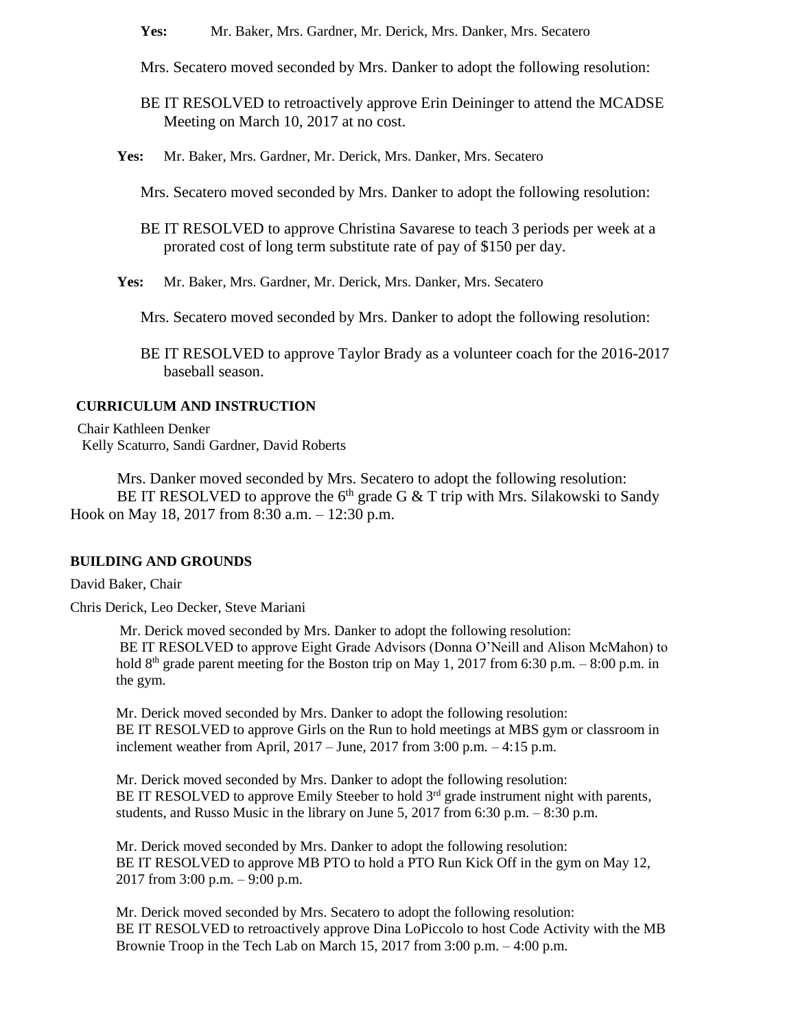**Yes:** Mr. Baker, Mrs. Gardner, Mr. Derick, Mrs. Danker, Mrs. Secatero

Mrs. Secatero moved seconded by Mrs. Danker to adopt the following resolution:

BE IT RESOLVED to retroactively approve Erin Deininger to attend the MCADSE Meeting on March 10, 2017 at no cost.

**Yes:** Mr. Baker, Mrs. Gardner, Mr. Derick, Mrs. Danker, Mrs. Secatero

Mrs. Secatero moved seconded by Mrs. Danker to adopt the following resolution:

BE IT RESOLVED to approve Christina Savarese to teach 3 periods per week at a prorated cost of long term substitute rate of pay of $150 per day.

**Yes:** Mr. Baker, Mrs. Gardner, Mr. Derick, Mrs. Danker, Mrs. Secatero

Mrs. Secatero moved seconded by Mrs. Danker to adopt the following resolution:

BE IT RESOLVED to approve Taylor Brady as a volunteer coach for the 2016-2017 baseball season.

**CURRICULUM AND INSTRUCTION**

Chair Kathleen Denker
Kelly Scaturro, Sandi Gardner, David Roberts

Mrs. Danker moved seconded by Mrs. Secatero to adopt the following resolution:
BE IT RESOLVED to approve the 6th grade G & T trip with Mrs. Silakowski to Sandy Hook on May 18, 2017 from 8:30 a.m. – 12:30 p.m.

**BUILDING AND GROUNDS**

David Baker, Chair

Chris Derick, Leo Decker, Steve Mariani

Mr. Derick moved seconded by Mrs. Danker to adopt the following resolution:
BE IT RESOLVED to approve Eight Grade Advisors (Donna O'Neill and Alison McMahon) to hold 8th grade parent meeting for the Boston trip on May 1, 2017 from 6:30 p.m. – 8:00 p.m. in the gym.

Mr. Derick moved seconded by Mrs. Danker to adopt the following resolution:
BE IT RESOLVED to approve Girls on the Run to hold meetings at MBS gym or classroom in inclement weather from April, 2017 – June, 2017 from 3:00 p.m. – 4:15 p.m.

Mr. Derick moved seconded by Mrs. Danker to adopt the following resolution:
BE IT RESOLVED to approve Emily Steeber to hold 3rd grade instrument night with parents, students, and Russo Music in the library on June 5, 2017 from 6:30 p.m. – 8:30 p.m.

Mr. Derick moved seconded by Mrs. Danker to adopt the following resolution:
BE IT RESOLVED to approve MB PTO to hold a PTO Run Kick Off in the gym on May 12, 2017 from 3:00 p.m. – 9:00 p.m.

Mr. Derick moved seconded by Mrs. Secatero to adopt the following resolution:
BE IT RESOLVED to retroactively approve Dina LoPiccolo to host Code Activity with the MB Brownie Troop in the Tech Lab on March 15, 2017 from 3:00 p.m. – 4:00 p.m.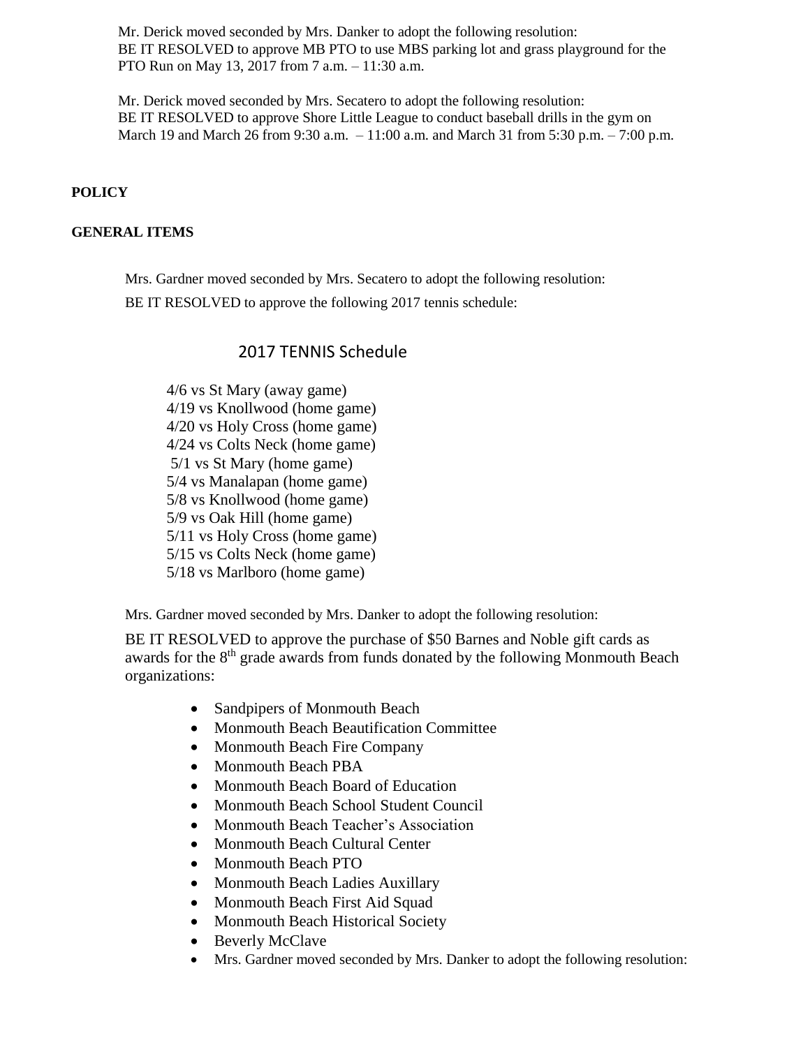Mr. Derick moved seconded by Mrs. Danker to adopt the following resolution:
BE IT RESOLVED to approve MB PTO to use MBS parking lot and grass playground for the PTO Run on May 13, 2017 from 7 a.m. – 11:30 a.m.

Mr. Derick moved seconded by Mrs. Secatero to adopt the following resolution:
BE IT RESOLVED to approve Shore Little League to conduct baseball drills in the gym on March 19 and March 26 from 9:30 a.m. – 11:00 a.m. and March 31 from 5:30 p.m. – 7:00 p.m.

**POLICY**

**GENERAL ITEMS**

Mrs. Gardner moved seconded by Mrs. Secatero to adopt the following resolution:
BE IT RESOLVED to approve the following 2017 tennis schedule:

## 2017 TENNIS Schedule

4/6 vs St Mary (away game)
4/19 vs Knollwood (home game)
4/20 vs Holy Cross (home game)
4/24 vs Colts Neck (home game)
5/1 vs St Mary (home game)
5/4 vs Manalapan (home game)
5/8 vs Knollwood (home game)
5/9 vs Oak Hill (home game)
5/11 vs Holy Cross (home game)
5/15 vs Colts Neck (home game)
5/18 vs Marlboro (home game)

Mrs. Gardner moved seconded by Mrs. Danker to adopt the following resolution:

BE IT RESOLVED to approve the purchase of $50 Barnes and Noble gift cards as awards for the 8th grade awards from funds donated by the following Monmouth Beach organizations:

- Sandpipers of Monmouth Beach
- Monmouth Beach Beautification Committee
- Monmouth Beach Fire Company
- Monmouth Beach PBA
- Monmouth Beach Board of Education
- Monmouth Beach School Student Council
- Monmouth Beach Teacher's Association
- Monmouth Beach Cultural Center
- Monmouth Beach PTO
- Monmouth Beach Ladies Auxillary
- Monmouth Beach First Aid Squad
- Monmouth Beach Historical Society
- Beverly McClave
- Mrs. Gardner moved seconded by Mrs. Danker to adopt the following resolution: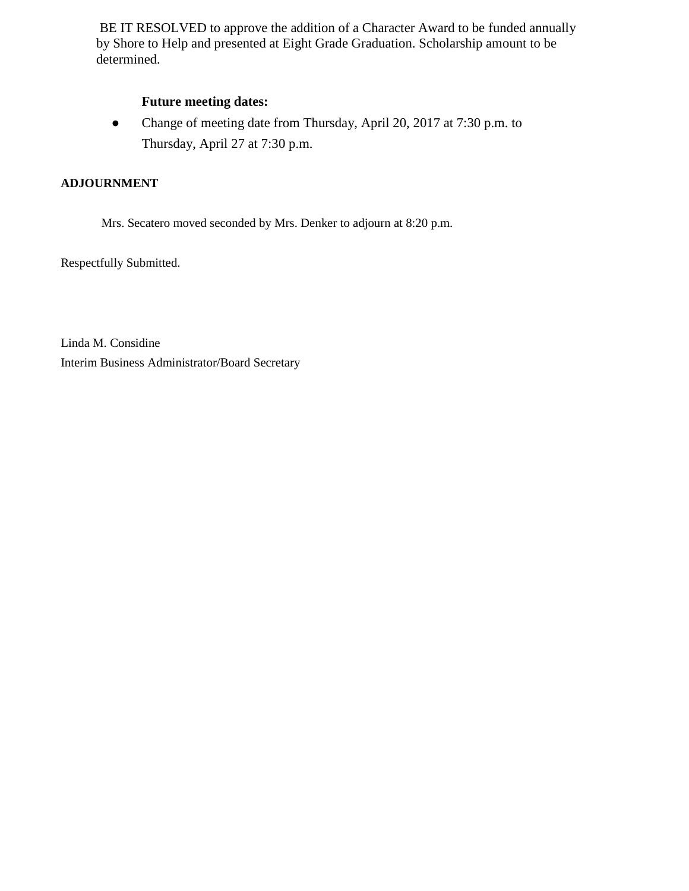BE IT RESOLVED to approve the addition of a Character Award to be funded annually by Shore to Help and presented at Eight Grade Graduation. Scholarship amount to be determined.

**Future meeting dates:**

- Change of meeting date from Thursday, April 20, 2017 at 7:30 p.m. to Thursday, April 27 at 7:30 p.m.

**ADJOURNMENT**

Mrs. Secatero moved seconded by Mrs. Denker to adjourn at 8:20 p.m.

Respectfully Submitted.

Linda M. Considine
Interim Business Administrator/Board Secretary